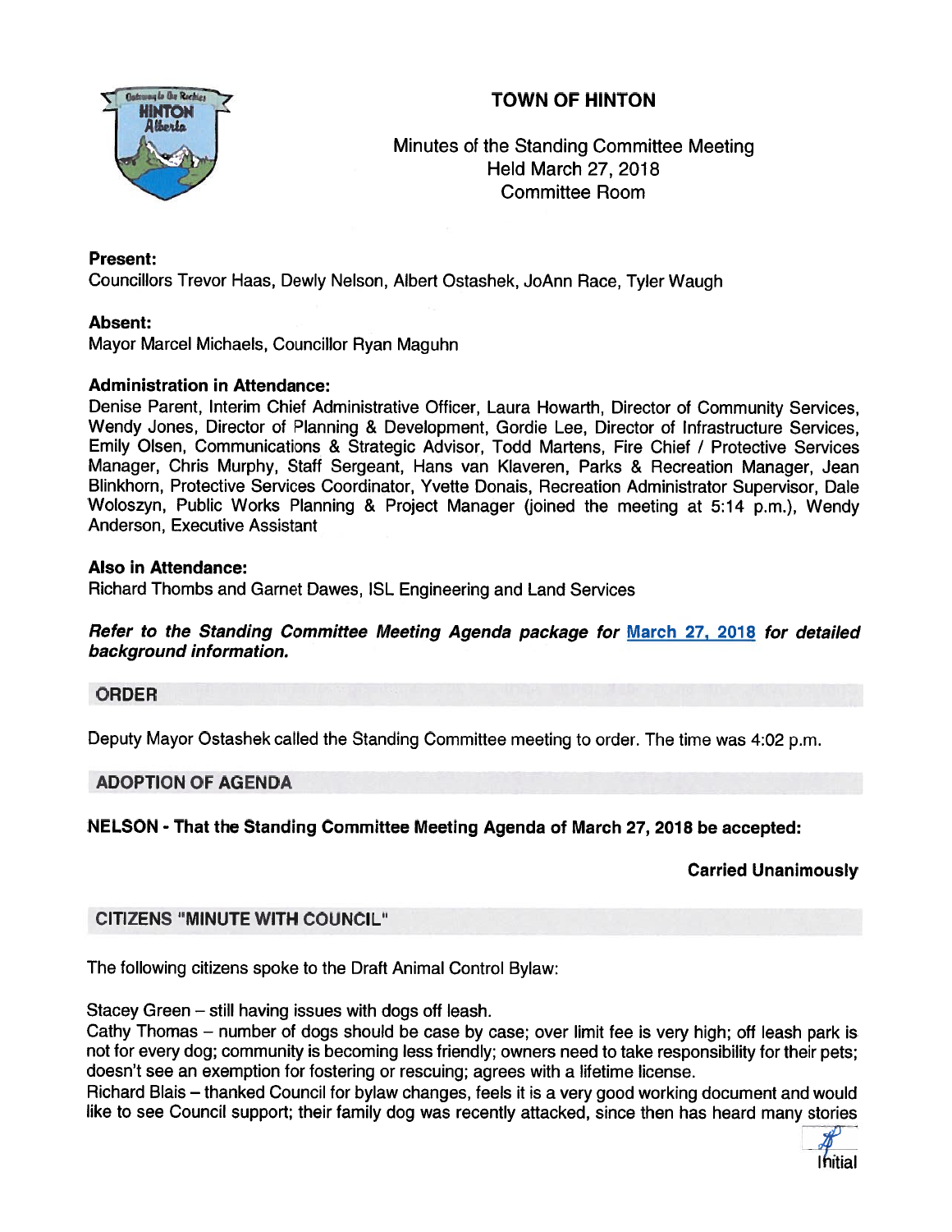# TOWN OF HINTON

Minutes of the Standing Committee Meeting
Held March 27, 2018
Committee Room

**Present:**
Councillors Trevor Haas, Dewly Nelson, Albert Ostashek, JoAnn Race, Tyler Waugh

**Absent:**
Mayor Marcel Michaels, Councillor Ryan Maguhn

**Administration in Attendance:**
Denise Parent, Interim Chief Administrative Officer, Laura Howarth, Director of Community Services, Wendy Jones, Director of Planning & Development, Gordie Lee, Director of Infrastructure Services, Emily Olsen, Communications & Strategic Advisor, Todd Martens, Fire Chief / Protective Services Manager, Chris Murphy, Staff Sergeant, Hans van Klaveren, Parks & Recreation Manager, Jean Blinkhorn, Protective Services Coordinator, Yvette Donais, Recreation Administrator Supervisor, Dale Woloszyn, Public Works Planning & Project Manager (joined the meeting at 5:14 p.m.), Wendy Anderson, Executive Assistant

**Also in Attendance:**
Richard Thombs and Garnet Dawes, ISL Engineering and Land Services

***Refer to the Standing Committee Meeting Agenda package for [March 27, 2018] for detailed background information.***

## ORDER

Deputy Mayor Ostashek called the Standing Committee meeting to order. The time was 4:02 p.m.

## ADOPTION OF AGENDA

**NELSON - That the Standing Committee Meeting Agenda of March 27, 2018 be accepted:**

**Carried Unanimously**

## CITIZENS "MINUTE WITH COUNCIL"

The following citizens spoke to the Draft Animal Control Bylaw:

Stacey Green – still having issues with dogs off leash.
Cathy Thomas – number of dogs should be case by case; over limit fee is very high; off leash park is not for every dog; community is becoming less friendly; owners need to take responsibility for their pets; doesn't see an exemption for fostering or rescuing; agrees with a lifetime license.
Richard Blais – thanked Council for bylaw changes, feels it is a very good working document and would like to see Council support; their family dog was recently attacked, since then has heard many stories

Initial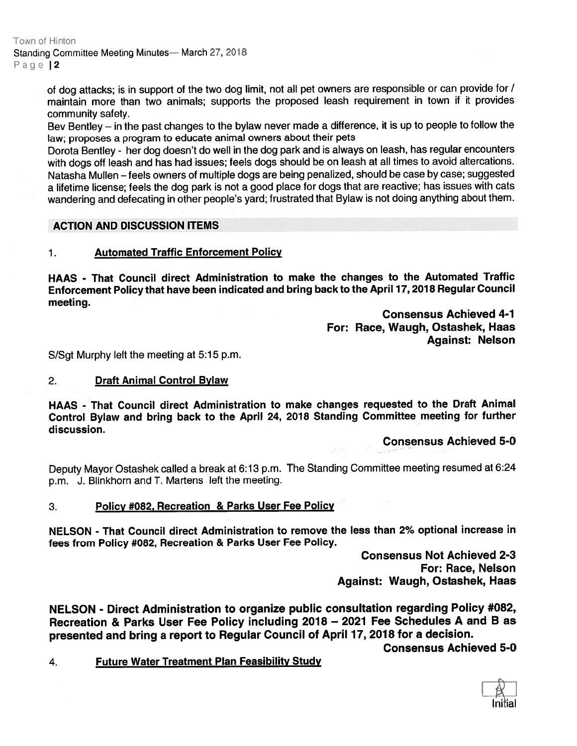of dog attacks; is in support of the two dog limit, not all pet owners are responsible or can provide for / maintain more than two animals; supports the proposed leash requirement in town if it provides community safety.

Bev Bentley – in the past changes to the bylaw never made a difference, it is up to people to follow the law; proposes a program to educate animal owners about their pets

Dorota Bentley - her dog doesn't do well in the dog park and is always on leash, has regular encounters with dogs off leash and has had issues; feels dogs should be on leash at all times to avoid altercations.

Natasha Mullen – feels owners of multiple dogs are being penalized, should be case by case; suggested a lifetime license; feels the dog park is not a good place for dogs that are reactive; has issues with cats wandering and defecating in other people's yard; frustrated that Bylaw is not doing anything about them.

## ACTION AND DISCUSSION ITEMS

### 1. Automated Traffic Enforcement Policy

**HAAS - That Council direct Administration to make the changes to the Automated Traffic Enforcement Policy that have been indicated and bring back to the April 17, 2018 Regular Council meeting.**

**Consensus Achieved 4-1**
**For: Race, Waugh, Ostashek, Haas**
**Against: Nelson**

S/Sgt Murphy left the meeting at 5:15 p.m.

### 2. Draft Animal Control Bylaw

**HAAS - That Council direct Administration to make changes requested to the Draft Animal Control Bylaw and bring back to the April 24, 2018 Standing Committee meeting for further discussion.**

**Consensus Achieved 5-0**

Deputy Mayor Ostashek called a break at 6:13 p.m. The Standing Committee meeting resumed at 6:24 p.m. J. Blinkhorn and T. Martens left the meeting.

### 3. Policy #082, Recreation & Parks User Fee Policy

**NELSON - That Council direct Administration to remove the less than 2% optional increase in fees from Policy #082, Recreation & Parks User Fee Policy.**

**Consensus Not Achieved 2-3**
**For: Race, Nelson**
**Against: Waugh, Ostashek, Haas**

**NELSON - Direct Administration to organize public consultation regarding Policy #082, Recreation & Parks User Fee Policy including 2018 – 2021 Fee Schedules A and B as presented and bring a report to Regular Council of April 17, 2018 for a decision.**

**Consensus Achieved 5-0**

### 4. Future Water Treatment Plan Feasibility Study

Initial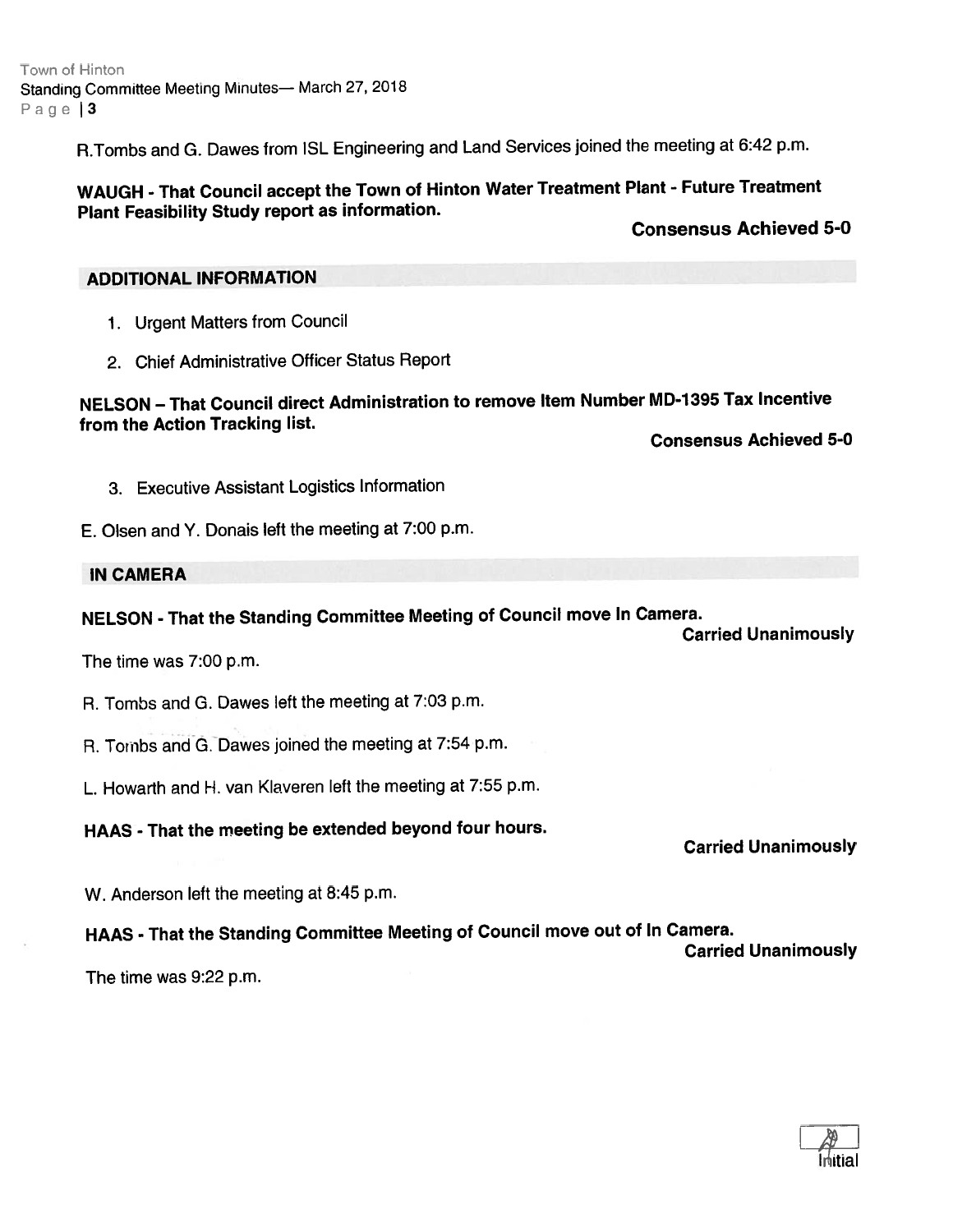R.Tombs and G. Dawes from ISL Engineering and Land Services joined the meeting at 6:42 p.m.

**WAUGH - That Council accept the Town of Hinton Water Treatment Plant - Future Treatment Plant Feasibility Study report as information.**

**Consensus Achieved 5-0**

## ADDITIONAL INFORMATION

1. Urgent Matters from Council
2. Chief Administrative Officer Status Report

**NELSON – That Council direct Administration to remove Item Number MD-1395 Tax Incentive from the Action Tracking list.**

**Consensus Achieved 5-0**

3. Executive Assistant Logistics Information

E. Olsen and Y. Donais left the meeting at 7:00 p.m.

## IN CAMERA

**NELSON - That the Standing Committee Meeting of Council move In Camera.**

**Carried Unanimously**

The time was 7:00 p.m.

R. Tombs and G. Dawes left the meeting at 7:03 p.m.

R. Tombs and G. Dawes joined the meeting at 7:54 p.m.

L. Howarth and H. van Klaveren left the meeting at 7:55 p.m.

**HAAS - That the meeting be extended beyond four hours.**

**Carried Unanimously**

W. Anderson left the meeting at 8:45 p.m.

**HAAS - That the Standing Committee Meeting of Council move out of In Camera.**

**Carried Unanimously**

The time was 9:22 p.m.

Initial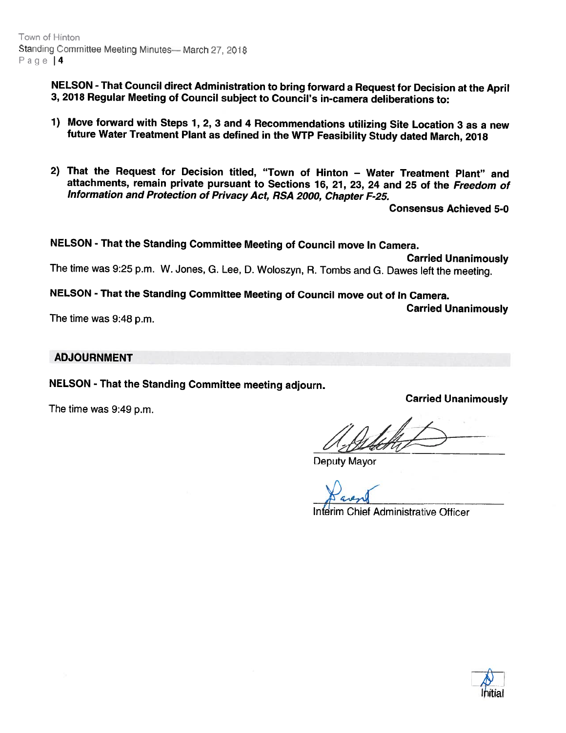**NELSON - That Council direct Administration to bring forward a Request for Decision at the April 3, 2018 Regular Meeting of Council subject to Council's in-camera deliberations to:**

1) **Move forward with Steps 1, 2, 3 and 4 Recommendations utilizing Site Location 3 as a new future Water Treatment Plant as defined in the WTP Feasibility Study dated March, 2018**

2) **That the Request for Decision titled, "Town of Hinton – Water Treatment Plant" and attachments, remain private pursuant to Sections 16, 21, 23, 24 and 25 of the *Freedom of Information and Protection of Privacy Act, RSA 2000, Chapter F-25.***

**Consensus Achieved 5-0**

**NELSON - That the Standing Committee Meeting of Council move In Camera.**

**Carried Unanimously**

The time was 9:25 p.m. W. Jones, G. Lee, D. Woloszyn, R. Tombs and G. Dawes left the meeting.

**NELSON - That the Standing Committee Meeting of Council move out of In Camera.**

**Carried Unanimously**

The time was 9:48 p.m.

## ADJOURNMENT

**NELSON - That the Standing Committee meeting adjourn.**

**Carried Unanimously**

The time was 9:49 p.m.

Deputy Mayor

Interim Chief Administrative Officer

Initial